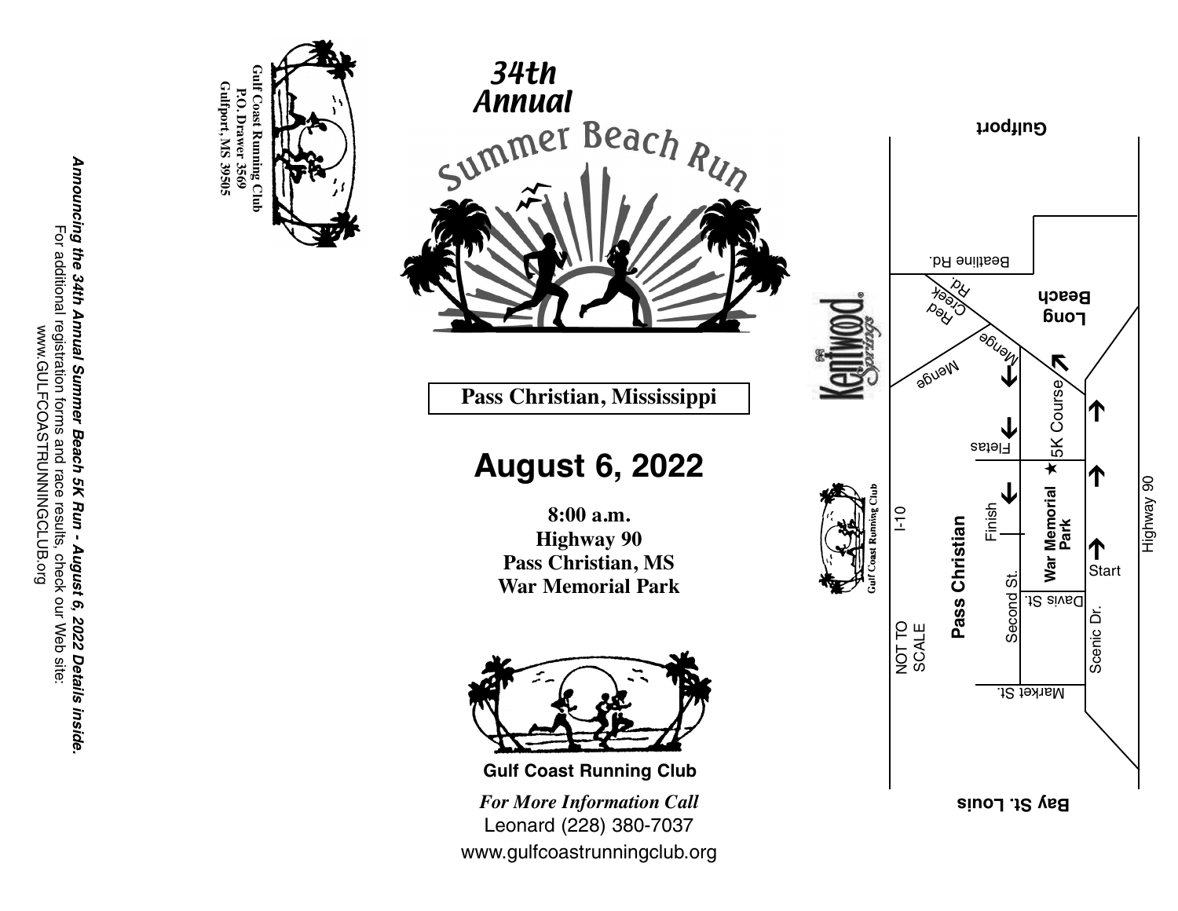Gulf Coast Running Club
P.O. Drawer 3569
Gulfport, MS 39505

***Announcing the 34th Annual Summer Beach 5K Run - August 6, 2022 Details inside.***

For additional registration forms and race results, check our Web site:
www.GULFCOASTRUNNINGCLUB.org

# 34th Annual Summer Beach Run

**Pass Christian, Mississippi**

## August 6, 2022

**8:00 a.m.**
**Highway 90**
**Pass Christian, MS**
**War Memorial Park**

**Gulf Coast Running Club**

***For More Information Call***
Leonard (228) 380-7037
www.gulfcoastrunningclub.org

Kentwood Springs

Gulf Coast Running Club

Gulfport

Beatline Rd.
Red Creek Rd.
Long Beach
Menge
Menge
Fletas
5K Course
I-10
Pass Christian
Finish
War Memorial Park
Start
Highway 90
Second St.
Davis St.
Scenic Dr.
NOT TO SCALE
Market St.

Bay St. Louis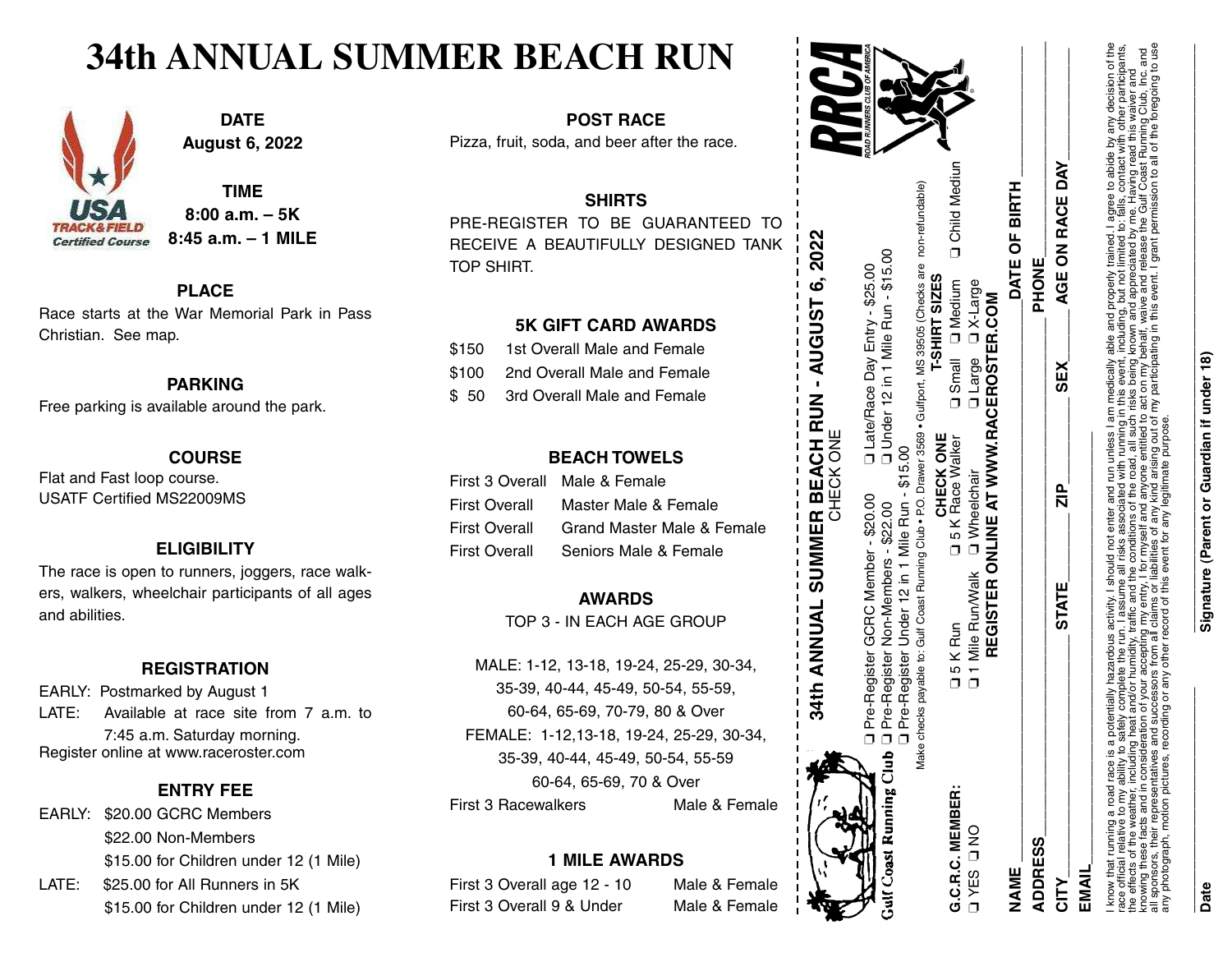# 34th ANNUAL SUMMER BEACH RUN

USA TRACK & FIELD Certified Course

**DATE**
**August 6, 2022**

**TIME**
**8:00 a.m. – 5K**
**8:45 a.m. – 1 MILE**

### PLACE

Race starts at the War Memorial Park in Pass Christian. See map.

### PARKING

Free parking is available around the park.

### COURSE

Flat and Fast loop course.
USATF Certified MS22009MS

### ELIGIBILITY

The race is open to runners, joggers, race walkers, walkers, wheelchair participants of all ages and abilities.

### REGISTRATION

EARLY: Postmarked by August 1
LATE: Available at race site from 7 a.m. to 7:45 a.m. Saturday morning.
Register online at www.raceroster.com

### ENTRY FEE

EARLY: $20.00 GCRC Members
$22.00 Non-Members
$15.00 for Children under 12 (1 Mile)
LATE: $25.00 for All Runners in 5K
$15.00 for Children under 12 (1 Mile)

### POST RACE

Pizza, fruit, soda, and beer after the race.

### SHIRTS

PRE-REGISTER TO BE GUARANTEED TO RECEIVE A BEAUTIFULLY DESIGNED TANK TOP SHIRT.

### 5K GIFT CARD AWARDS

| | |
|---|---|
| $150 | 1st Overall Male and Female |
| $100 | 2nd Overall Male and Female |
| $ 50 | 3rd Overall Male and Female |

### BEACH TOWELS

| | |
|---|---|
| First 3 Overall | Male & Female |
| First Overall | Master Male & Female |
| First Overall | Grand Master Male & Female |
| First Overall | Seniors Male & Female |

### AWARDS

TOP 3 - IN EACH AGE GROUP

MALE: 1-12, 13-18, 19-24, 25-29, 30-34, 35-39, 40-44, 45-49, 50-54, 55-59, 60-64, 65-69, 70-79, 80 & Over
FEMALE: 1-12,13-18, 19-24, 25-29, 30-34, 35-39, 40-44, 45-49, 50-54, 55-59 60-64, 65-69, 70 & Over
First 3 Racewalkers Male & Female

### 1 MILE AWARDS

| | |
|---|---|
| First 3 Overall age 12 - 10 | Male & Female |
| First 3 Overall 9 & Under | Male & Female |

---

RRCA ROAD RUNNERS CLUB OF AMERICA

Gulf Coast Running Club

## 34th ANNUAL SUMMER BEACH RUN - AUGUST 6, 2022

CHECK ONE

❑ Pre-Register GCRC Member - $20.00 ❑ Late/Race Day Entry - $25.00
❑ Pre-Register Non-Members - $22.00 ❑ Under 12 in 1 Mile Run - $15.00
❑ Pre-Register Under 12 in 1 Mile Run - $15.00

Make checks payable to: Gulf Coast Running Club • P.O. Drawer 3569 • Gulfport, MS 39505 (Checks are non-refundable)

G.C.R.C. MEMBER: ❑ YES ❑ NO

**CHECK ONE**
❑ 5 K Run ❑ 5 K Race Walker
❑ 1 Mile Run/Walk ❑ Wheelchair

**T-SHIRT SIZES**
❑ Small ❑ Medium ❑ Child Medium
❑ Large ❑ X-Large

**REGISTER ONLINE AT WWW.RACEROSTER.COM**

NAME ________ DATE OF BIRTH ________
ADDRESS ________ PHONE ________
CITY ________ STATE ________ ZIP ________ SEX ________ AGE ON RACE DAY ________
EMAIL ________

I know that running a road race is a potentially hazardous activity. I should not enter and run unless I am medically able and properly trained. I agree to abide by any decision of the race official relative to my ability to safely complete the run. I assume all risks associated with running in this event, including, but not limited to: falls, contact with other participants, the effects of the weather, including heat and/or humidity, traffic and the conditions of the road, all such risks being known and appreciated by me. Having read this waiver and knowing these facts and in consideration of your accepting my entry, I for myself and anyone entitled to act on my behalf, waive and release the Gulf Coast Running Club, Inc. and all sponsors, their representatives and successors from all claims or liabilities of any kind arising out of my participating in this event. I grant permission to all of the foregoing to use any photograph, motion pictures, recording or any other record of this event for any legitimate purpose.

Date ________ Signature (Parent or Guardian if under 18) ________